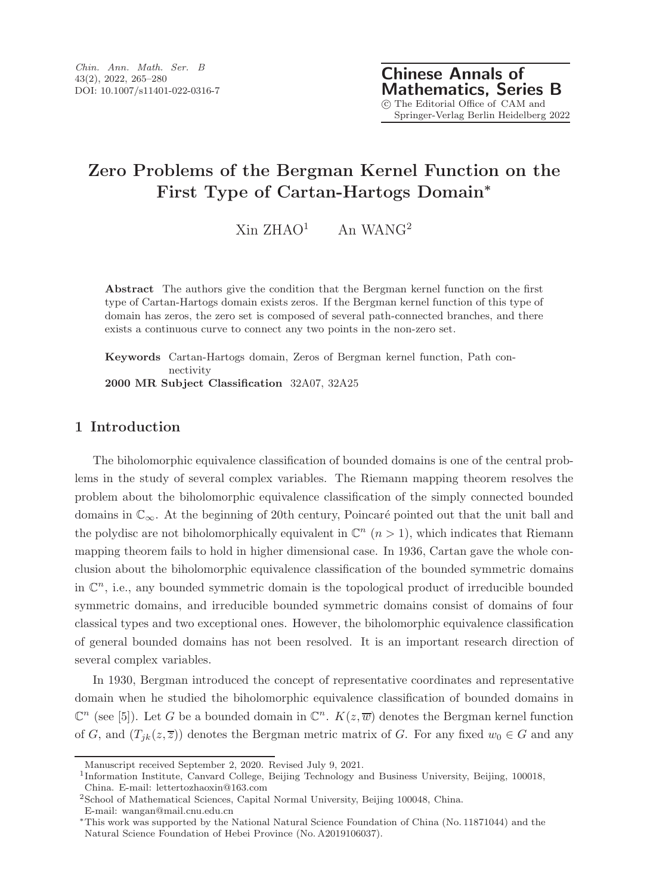# Zero Problems of the Bergman Kernel Function on the First Type of Cartan-Hartogs Domain*

Xin ZHAO[1] An WANG[2]

**Abstract** The authors give the condition that the Bergman kernel function on the first type of Cartan-Hartogs domain exists zeros. If the Bergman kernel function of this type of domain has zeros, the zero set is composed of several path-connected branches, and there exists a continuous curve to connect any two points in the non-zero set.

**Keywords** Cartan-Hartogs domain, Zeros of Bergman kernel function, Path connectivity

**2000 MR Subject Classification** 32A07, 32A25

## 1 Introduction

The biholomorphic equivalence classification of bounded domains is one of the central problems in the study of several complex variables. The Riemann mapping theorem resolves the problem about the biholomorphic equivalence classification of the simply connected bounded domains in $\mathbb{C}_\infty$. At the beginning of 20th century, Poincaré pointed out that the unit ball and the polydisc are not biholomorphically equivalent in $\mathbb{C}^n$ $(n > 1)$, which indicates that Riemann mapping theorem fails to hold in higher dimensional case. In 1936, Cartan gave the whole conclusion about the biholomorphic equivalence classification of the bounded symmetric domains in $\mathbb{C}^n$, i.e., any bounded symmetric domain is the topological product of irreducible bounded symmetric domains, and irreducible bounded symmetric domains consist of domains of four classical types and two exceptional ones. However, the biholomorphic equivalence classification of general bounded domains has not been resolved. It is an important research direction of several complex variables.

In 1930, Bergman introduced the concept of representative coordinates and representative domain when he studied the biholomorphic equivalence classification of bounded domains in $\mathbb{C}^n$ (see [5]). Let $G$ be a bounded domain in $\mathbb{C}^n$. $K(z, \overline{w})$ denotes the Bergman kernel function of $G$, and $(T_{jk}(z, \overline{z}))$ denotes the Bergman metric matrix of $G$. For any fixed $w_0 \in G$ and any

---

Manuscript received September 2, 2020. Revised July 9, 2021.

[1]Information Institute, Canvard College, Beijing Technology and Business University, Beijing, 100018, China. E-mail: lettertozhaoxin@163.com

[2]School of Mathematical Sciences, Capital Normal University, Beijing 100048, China. E-mail: wangan@mail.cnu.edu.cn

*This work was supported by the National Natural Science Foundation of China (No. 11871044) and the Natural Science Foundation of Hebei Province (No. A2019106037).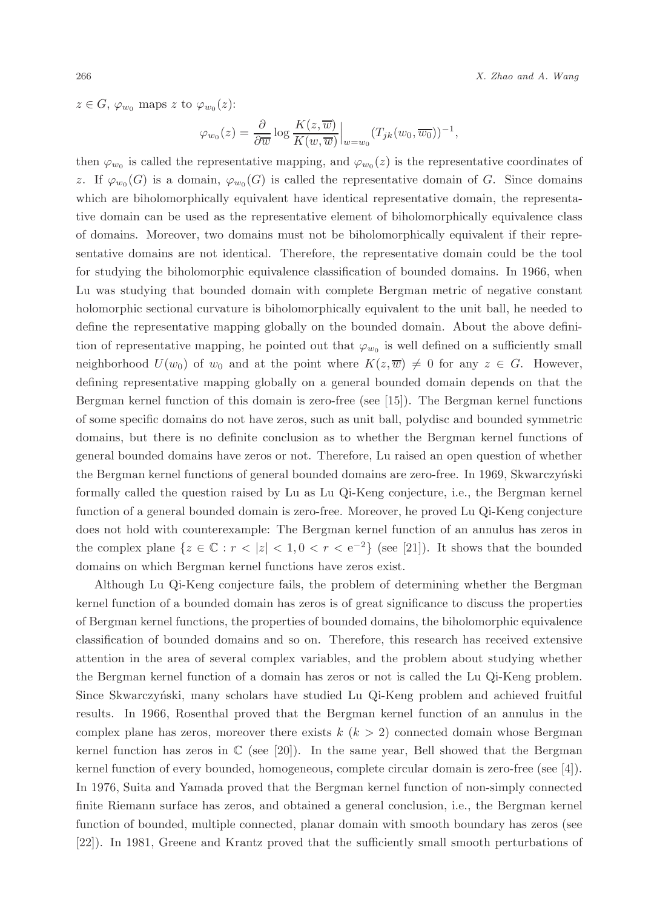$z \in G$, $\varphi_{w_0}$ maps $z$ to $\varphi_{w_0}(z)$:

$$\varphi_{w_0}(z) = \frac{\partial}{\partial \overline{w}} \log \frac{K(z,\overline{w})}{K(w,\overline{w})}\Big|_{w=w_0} (T_{jk}(w_0, \overline{w_0}))^{-1},$$

then $\varphi_{w_0}$ is called the representative mapping, and $\varphi_{w_0}(z)$ is the representative coordinates of $z$. If $\varphi_{w_0}(G)$ is a domain, $\varphi_{w_0}(G)$ is called the representative domain of $G$. Since domains which are biholomorphically equivalent have identical representative domain, the representative domain can be used as the representative element of biholomorphically equivalence class of domains. Moreover, two domains must not be biholomorphically equivalent if their representative domains are not identical. Therefore, the representative domain could be the tool for studying the biholomorphic equivalence classification of bounded domains. In 1966, when Lu was studying that bounded domain with complete Bergman metric of negative constant holomorphic sectional curvature is biholomorphically equivalent to the unit ball, he needed to define the representative mapping globally on the bounded domain. About the above definition of representative mapping, he pointed out that $\varphi_{w_0}$ is well defined on a sufficiently small neighborhood $U(w_0)$ of $w_0$ and at the point where $K(z, \overline{w}) \neq 0$ for any $z \in G$. However, defining representative mapping globally on a general bounded domain depends on that the Bergman kernel function of this domain is zero-free (see [15]). The Bergman kernel functions of some specific domains do not have zeros, such as unit ball, polydisc and bounded symmetric domains, but there is no definite conclusion as to whether the Bergman kernel functions of general bounded domains have zeros or not. Therefore, Lu raised an open question of whether the Bergman kernel functions of general bounded domains are zero-free. In 1969, Skwarczyński formally called the question raised by Lu as Lu Qi-Keng conjecture, i.e., the Bergman kernel function of a general bounded domain is zero-free. Moreover, he proved Lu Qi-Keng conjecture does not hold with counterexample: The Bergman kernel function of an annulus has zeros in the complex plane $\{z \in \mathbb{C} : r < |z| < 1, 0 < r < \mathrm{e}^{-2}\}$ (see [21]). It shows that the bounded domains on which Bergman kernel functions have zeros exist.

Although Lu Qi-Keng conjecture fails, the problem of determining whether the Bergman kernel function of a bounded domain has zeros is of great significance to discuss the properties of Bergman kernel functions, the properties of bounded domains, the biholomorphic equivalence classification of bounded domains and so on. Therefore, this research has received extensive attention in the area of several complex variables, and the problem about studying whether the Bergman kernel function of a domain has zeros or not is called the Lu Qi-Keng problem. Since Skwarczyński, many scholars have studied Lu Qi-Keng problem and achieved fruitful results. In 1966, Rosenthal proved that the Bergman kernel function of an annulus in the complex plane has zeros, moreover there exists $k$ ($k > 2$) connected domain whose Bergman kernel function has zeros in $\mathbb{C}$ (see [20]). In the same year, Bell showed that the Bergman kernel function of every bounded, homogeneous, complete circular domain is zero-free (see [4]). In 1976, Suita and Yamada proved that the Bergman kernel function of non-simply connected finite Riemann surface has zeros, and obtained a general conclusion, i.e., the Bergman kernel function of bounded, multiple connected, planar domain with smooth boundary has zeros (see [22]). In 1981, Greene and Krantz proved that the sufficiently small smooth perturbations of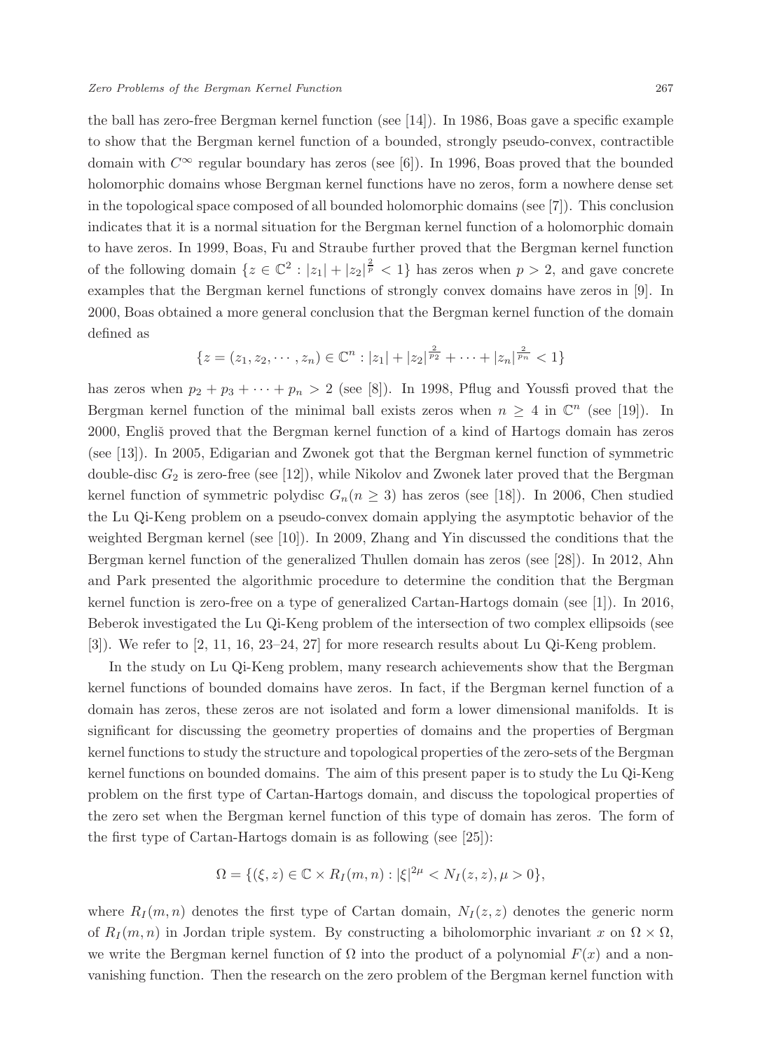the ball has zero-free Bergman kernel function (see [14]). In 1986, Boas gave a specific example to show that the Bergman kernel function of a bounded, strongly pseudo-convex, contractible domain with $C^\infty$ regular boundary has zeros (see [6]). In 1996, Boas proved that the bounded holomorphic domains whose Bergman kernel functions have no zeros, form a nowhere dense set in the topological space composed of all bounded holomorphic domains (see [7]). This conclusion indicates that it is a normal situation for the Bergman kernel function of a holomorphic domain to have zeros. In 1999, Boas, Fu and Straube further proved that the Bergman kernel function of the following domain $\{z \in \mathbb{C}^2 : |z_1| + |z_2|^{\frac{2}{p}} < 1\}$ has zeros when $p > 2$, and gave concrete examples that the Bergman kernel functions of strongly convex domains have zeros in [9]. In 2000, Boas obtained a more general conclusion that the Bergman kernel function of the domain defined as

$$\{z = (z_1, z_2, \cdots, z_n) \in \mathbb{C}^n : |z_1| + |z_2|^{\frac{2}{p_2}} + \cdots + |z_n|^{\frac{2}{p_n}} < 1\}$$

has zeros when $p_2 + p_3 + \cdots + p_n > 2$ (see [8]). In 1998, Pflug and Youssfi proved that the Bergman kernel function of the minimal ball exists zeros when $n \geq 4$ in $\mathbb{C}^n$ (see [19]). In 2000, Engliš proved that the Bergman kernel function of a kind of Hartogs domain has zeros (see [13]). In 2005, Edigarian and Zwonek got that the Bergman kernel function of symmetric double-disc $G_2$ is zero-free (see [12]), while Nikolov and Zwonek later proved that the Bergman kernel function of symmetric polydisc $G_n (n \geq 3)$ has zeros (see [18]). In 2006, Chen studied the Lu Qi-Keng problem on a pseudo-convex domain applying the asymptotic behavior of the weighted Bergman kernel (see [10]). In 2009, Zhang and Yin discussed the conditions that the Bergman kernel function of the generalized Thullen domain has zeros (see [28]). In 2012, Ahn and Park presented the algorithmic procedure to determine the condition that the Bergman kernel function is zero-free on a type of generalized Cartan-Hartogs domain (see [1]). In 2016, Beberok investigated the Lu Qi-Keng problem of the intersection of two complex ellipsoids (see [3]). We refer to [2, 11, 16, 23–24, 27] for more research results about Lu Qi-Keng problem.

In the study on Lu Qi-Keng problem, many research achievements show that the Bergman kernel functions of bounded domains have zeros. In fact, if the Bergman kernel function of a domain has zeros, these zeros are not isolated and form a lower dimensional manifolds. It is significant for discussing the geometry properties of domains and the properties of Bergman kernel functions to study the structure and topological properties of the zero-sets of the Bergman kernel functions on bounded domains. The aim of this present paper is to study the Lu Qi-Keng problem on the first type of Cartan-Hartogs domain, and discuss the topological properties of the zero set when the Bergman kernel function of this type of domain has zeros. The form of the first type of Cartan-Hartogs domain is as following (see [25]):

$$\Omega = \{(\xi, z) \in \mathbb{C} \times R_I(m, n) : |\xi|^{2\mu} < N_I(z, z), \mu > 0\},$$

where $R_I(m, n)$ denotes the first type of Cartan domain, $N_I(z, z)$ denotes the generic norm of $R_I(m, n)$ in Jordan triple system. By constructing a biholomorphic invariant $x$ on $\Omega \times \Omega$, we write the Bergman kernel function of $\Omega$ into the product of a polynomial $F(x)$ and a non-vanishing function. Then the research on the zero problem of the Bergman kernel function with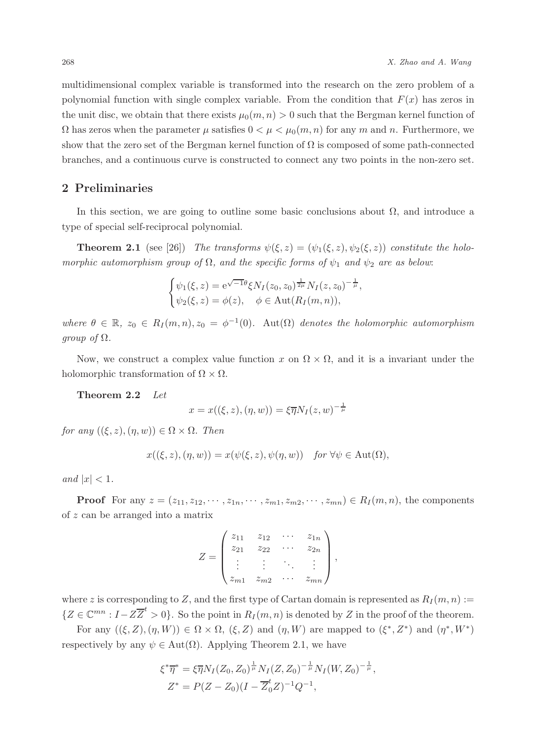multidimensional complex variable is transformed into the research on the zero problem of a polynomial function with single complex variable. From the condition that $F(x)$ has zeros in the unit disc, we obtain that there exists $\mu_0(m,n) > 0$ such that the Bergman kernel function of $\Omega$ has zeros when the parameter $\mu$ satisfies $0 < \mu < \mu_0(m,n)$ for any $m$ and $n$. Furthermore, we show that the zero set of the Bergman kernel function of $\Omega$ is composed of some path-connected branches, and a continuous curve is constructed to connect any two points in the non-zero set.

## 2 Preliminaries

In this section, we are going to outline some basic conclusions about $\Omega$, and introduce a type of special self-reciprocal polynomial.

**Theorem 2.1** (see [26]) *The transforms $\psi(\xi,z) = (\psi_1(\xi,z), \psi_2(\xi,z))$ constitute the holomorphic automorphism group of $\Omega$, and the specific forms of $\psi_1$ and $\psi_2$ are as below*:

$$\begin{cases} \psi_1(\xi,z) = \mathrm{e}^{\sqrt{-1}\theta}\xi N_I(z_0,z_0)^{\frac{1}{2\mu}} N_I(z,z_0)^{-\frac{1}{\mu}}, \\ \psi_2(\xi,z) = \phi(z), \quad \phi \in \mathrm{Aut}(R_I(m,n)), \end{cases}$$

*where $\theta \in \mathbb{R}$, $z_0 \in R_I(m,n), z_0 = \phi^{-1}(0)$. $\mathrm{Aut}(\Omega)$ denotes the holomorphic automorphism group of $\Omega$.*

Now, we construct a complex value function $x$ on $\Omega \times \Omega$, and it is a invariant under the holomorphic transformation of $\Omega \times \Omega$.

**Theorem 2.2** *Let*

$$x = x((\xi,z),(\eta,w)) = \xi\overline{\eta} N_I(z,w)^{-\frac{1}{\mu}}$$

*for any $((\xi,z),(\eta,w)) \in \Omega \times \Omega$. Then*

$$x((\xi,z),(\eta,w)) = x(\psi(\xi,z), \psi(\eta,w)) \quad \textit{for } \forall \psi \in \mathrm{Aut}(\Omega),$$

*and $|x| < 1$.*

**Proof** For any $z = (z_{11}, z_{12}, \cdots, z_{1n}, \cdots, z_{m1}, z_{m2}, \cdots, z_{mn}) \in R_I(m,n)$, the components of $z$ can be arranged into a matrix

$$Z = \begin{pmatrix} z_{11} & z_{12} & \cdots & z_{1n} \\ z_{21} & z_{22} & \cdots & z_{2n} \\ \vdots & \vdots & \ddots & \vdots \\ z_{m1} & z_{m2} & \cdots & z_{mn} \end{pmatrix},$$

where $z$ is corresponding to $Z$, and the first type of Cartan domain is represented as $R_I(m,n) := \{Z \in \mathbb{C}^{mn} : I - Z\overline{Z}^t > 0\}$. So the point in $R_I(m,n)$ is denoted by $Z$ in the proof of the theorem.

For any $((\xi,Z),(\eta,W)) \in \Omega \times \Omega$, $(\xi,Z)$ and $(\eta,W)$ are mapped to $(\xi^*,Z^*)$ and $(\eta^*,W^*)$ respectively by any $\psi \in \mathrm{Aut}(\Omega)$. Applying Theorem 2.1, we have

$$\begin{aligned} \xi^*\overline{\eta}^* &= \xi\overline{\eta} N_I(Z_0,Z_0)^{\frac{1}{\mu}} N_I(Z,Z_0)^{-\frac{1}{\mu}} N_I(W,Z_0)^{-\frac{1}{\mu}}, \\ Z^* &= P(Z - Z_0)(I - \overline{Z}_0^t Z)^{-1} Q^{-1}, \end{aligned}$$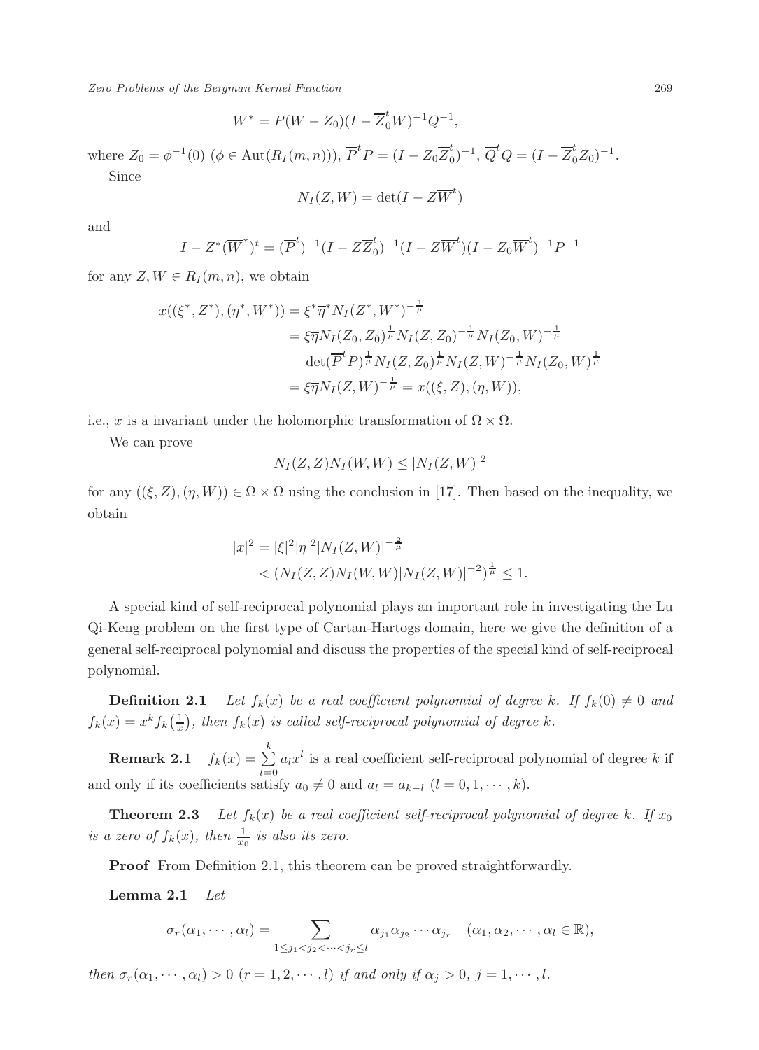$$W^* = P(W - Z_0)(I - \overline{Z}_0^t W)^{-1} Q^{-1},$$

where $Z_0 = \phi^{-1}(0)$ ($\phi \in \mathrm{Aut}(R_I(m,n))$), $\overline{P}^t P = (I - Z_0 \overline{Z}_0^t)^{-1}$, $\overline{Q}^t Q = (I - \overline{Z}_0^t Z_0)^{-1}$.

Since

$$N_I(Z, W) = \det(I - Z\overline{W}^t)$$

and

$$I - Z^*(\overline{W}^*)^t = (\overline{P}^t)^{-1}(I - Z\overline{Z}_0^t)^{-1}(I - Z\overline{W}^t)(I - Z_0\overline{W}^t)^{-1}P^{-1}$$

for any $Z, W \in R_I(m,n)$, we obtain

$$\begin{aligned}
x((\xi^*, Z^*), (\eta^*, W^*)) &= \xi^* \overline{\eta}^* N_I(Z^*, W^*)^{-\frac{1}{\mu}} \\
&= \xi \overline{\eta} N_I(Z_0, Z_0)^{\frac{1}{\mu}} N_I(Z, Z_0)^{-\frac{1}{\mu}} N_I(Z_0, W)^{-\frac{1}{\mu}} \\
&\quad \det(\overline{P}^t P)^{\frac{1}{\mu}} N_I(Z, Z_0)^{\frac{1}{\mu}} N_I(Z, W)^{-\frac{1}{\mu}} N_I(Z_0, W)^{\frac{1}{\mu}} \\
&= \xi \overline{\eta} N_I(Z, W)^{-\frac{1}{\mu}} = x((\xi, Z), (\eta, W)),
\end{aligned}$$

i.e., $x$ is a invariant under the holomorphic transformation of $\Omega \times \Omega$.

We can prove

$$N_I(Z, Z) N_I(W, W) \le |N_I(Z, W)|^2$$

for any $((\xi, Z), (\eta, W)) \in \Omega \times \Omega$ using the conclusion in [17]. Then based on the inequality, we obtain

$$\begin{aligned}
|x|^2 &= |\xi|^2 |\eta|^2 |N_I(Z, W)|^{-\frac{2}{\mu}} \\
&< (N_I(Z, Z) N_I(W, W) |N_I(Z, W)|^{-2})^{\frac{1}{\mu}} \le 1.
\end{aligned}$$

A special kind of self-reciprocal polynomial plays an important role in investigating the Lu Qi-Keng problem on the first type of Cartan-Hartogs domain, here we give the definition of a general self-reciprocal polynomial and discuss the properties of the special kind of self-reciprocal polynomial.

**Definition 2.1** *Let $f_k(x)$ be a real coefficient polynomial of degree $k$. If $f_k(0) \neq 0$ and $f_k(x) = x^k f_k\left(\frac{1}{x}\right)$, then $f_k(x)$ is called self-reciprocal polynomial of degree $k$.*

**Remark 2.1** $f_k(x) = \sum\limits_{l=0}^{k} a_l x^l$ is a real coefficient self-reciprocal polynomial of degree $k$ if and only if its coefficients satisfy $a_0 \neq 0$ and $a_l = a_{k-l}$ $(l = 0, 1, \cdots, k)$.

**Theorem 2.3** *Let $f_k(x)$ be a real coefficient self-reciprocal polynomial of degree $k$. If $x_0$ is a zero of $f_k(x)$, then $\frac{1}{x_0}$ is also its zero.*

**Proof** From Definition 2.1, this theorem can be proved straightforwardly.

**Lemma 2.1** *Let*

$$\sigma_r(\alpha_1, \cdots, \alpha_l) = \sum_{1 \le j_1 < j_2 < \cdots < j_r \le l} \alpha_{j_1} \alpha_{j_2} \cdots \alpha_{j_r} \quad (\alpha_1, \alpha_2, \cdots, \alpha_l \in \mathbb{R}),$$

*then $\sigma_r(\alpha_1, \cdots, \alpha_l) > 0$ $(r = 1, 2, \cdots, l)$ if and only if $\alpha_j > 0$, $j = 1, \cdots, l$.*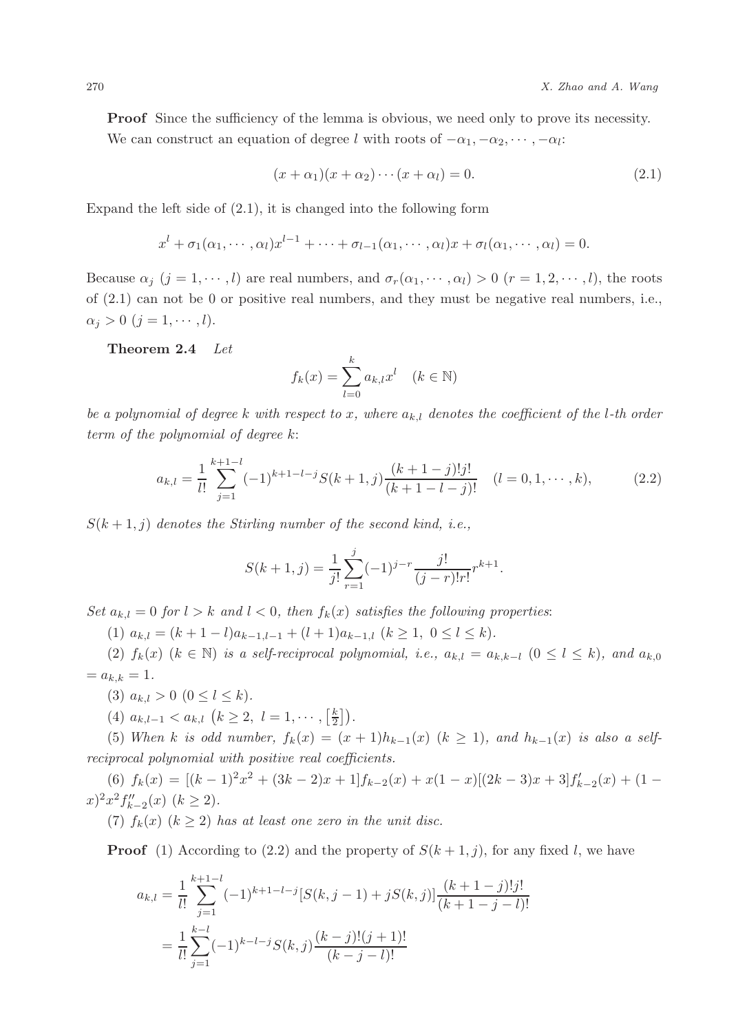**Proof** Since the sufficiency of the lemma is obvious, we need only to prove its necessity. We can construct an equation of degree $l$ with roots of $-\alpha_1, -\alpha_2, \cdots, -\alpha_l$:

$$(x+\alpha_1)(x+\alpha_2)\cdots(x+\alpha_l) = 0. \tag{2.1}$$

Expand the left side of (2.1), it is changed into the following form

$$x^l + \sigma_1(\alpha_1, \cdots, \alpha_l)x^{l-1} + \cdots + \sigma_{l-1}(\alpha_1, \cdots, \alpha_l)x + \sigma_l(\alpha_1, \cdots, \alpha_l) = 0.$$

Because $\alpha_j$ $(j = 1, \cdots, l)$ are real numbers, and $\sigma_r(\alpha_1, \cdots, \alpha_l) > 0$ $(r = 1, 2, \cdots, l)$, the roots of (2.1) can not be 0 or positive real numbers, and they must be negative real numbers, i.e., $\alpha_j > 0$ $(j = 1, \cdots, l)$.

**Theorem 2.4** *Let*

$$f_k(x) = \sum_{l=0}^{k} a_{k,l}x^l \quad (k \in \mathbb{N})$$

*be a polynomial of degree $k$ with respect to $x$, where $a_{k,l}$ denotes the coefficient of the $l$-th order term of the polynomial of degree $k$*:

$$a_{k,l} = \frac{1}{l!}\sum_{j=1}^{k+1-l}(-1)^{k+1-l-j}S(k+1,j)\frac{(k+1-j)!j!}{(k+1-l-j)!} \quad (l = 0, 1, \cdots, k), \tag{2.2}$$

*$S(k+1, j)$ denotes the Stirling number of the second kind, i.e.,*

$$S(k+1,j) = \frac{1}{j!}\sum_{r=1}^{j}(-1)^{j-r}\frac{j!}{(j-r)!r!}r^{k+1}.$$

*Set $a_{k,l} = 0$ for $l > k$ and $l < 0$, then $f_k(x)$ satisfies the following properties*:

(1) $a_{k,l} = (k+1-l)a_{k-1,l-1} + (l+1)a_{k-1,l}$ $(k \geq 1,\ 0 \leq l \leq k)$.

(2) $f_k(x)$ $(k \in \mathbb{N})$ *is a self-reciprocal polynomial, i.e.,* $a_{k,l} = a_{k,k-l}$ $(0 \leq l \leq k)$, *and* $a_{k,0} = a_{k,k} = 1$.

(3) $a_{k,l} > 0$ $(0 \leq l \leq k)$.

(4) $a_{k,l-1} < a_{k,l}$ $\left(k \geq 2,\ l = 1, \cdots, \left[\frac{k}{2}\right]\right)$.

(5) *When $k$ is odd number,* $f_k(x) = (x+1)h_{k-1}(x)$ $(k \geq 1)$, *and $h_{k-1}(x)$ is also a self-reciprocal polynomial with positive real coefficients.*

(6) $f_k(x) = [(k-1)^2x^2 + (3k-2)x + 1]f_{k-2}(x) + x(1-x)[(2k-3)x+3]f'_{k-2}(x) + (1-x)^2x^2f''_{k-2}(x)$ $(k \geq 2)$.

(7) $f_k(x)$ $(k \geq 2)$ *has at least one zero in the unit disc.*

**Proof** (1) According to (2.2) and the property of $S(k+1, j)$, for any fixed $l$, we have

$$\begin{aligned}
a_{k,l} &= \frac{1}{l!}\sum_{j=1}^{k+1-l}(-1)^{k+1-l-j}[S(k,j-1) + jS(k,j)]\frac{(k+1-j)!j!}{(k+1-j-l)!} \\
&= \frac{1}{l!}\sum_{j=1}^{k-l}(-1)^{k-l-j}S(k,j)\frac{(k-j)!(j+1)!}{(k-j-l)!}
\end{aligned}$$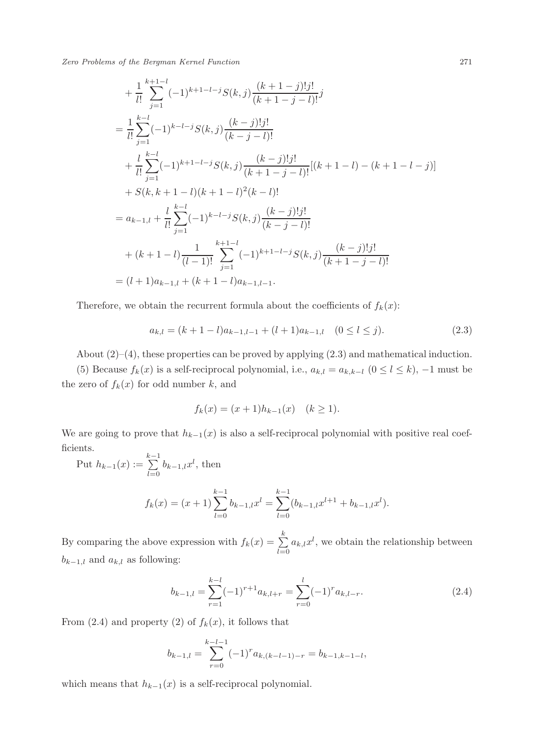$$
\begin{aligned}
&+\frac{1}{l!}\sum_{j=1}^{k+1-l}(-1)^{k+1-l-j}S(k,j)\frac{(k+1-j)!j!}{(k+1-j-l)!}j \\
&=\frac{1}{l!}\sum_{j=1}^{k-l}(-1)^{k-l-j}S(k,j)\frac{(k-j)!j!}{(k-j-l)!} \\
&\quad+\frac{l}{l!}\sum_{j=1}^{k-l}(-1)^{k+1-l-j}S(k,j)\frac{(k-j)!j!}{(k+1-j-l)!}[(k+1-l)-(k+1-l-j)] \\
&\quad+S(k,k+1-l)(k+1-l)^2(k-l)! \\
&=a_{k-1,l}+\frac{l}{l!}\sum_{j=1}^{k-l}(-1)^{k-l-j}S(k,j)\frac{(k-j)!j!}{(k-j-l)!} \\
&\quad+(k+1-l)\frac{1}{(l-1)!}\sum_{j=1}^{k+1-l}(-1)^{k+1-l-j}S(k,j)\frac{(k-j)!j!}{(k+1-j-l)!} \\
&=(l+1)a_{k-1,l}+(k+1-l)a_{k-1,l-1}.
\end{aligned}
$$

Therefore, we obtain the recurrent formula about the coefficients of $f_k(x)$:

$$
a_{k,l}=(k+1-l)a_{k-1,l-1}+(l+1)a_{k-1,l}\quad(0\le l\le j). \tag{2.3}
$$

About (2)–(4), these properties can be proved by applying (2.3) and mathematical induction.

(5) Because $f_k(x)$ is a self-reciprocal polynomial, i.e., $a_{k,l}=a_{k,k-l}$ $(0\le l\le k)$, $-1$ must be the zero of $f_k(x)$ for odd number $k$, and

$$
f_k(x)=(x+1)h_{k-1}(x)\quad(k\ge 1).
$$

We are going to prove that $h_{k-1}(x)$ is also a self-reciprocal polynomial with positive real coefficients.

Put $h_{k-1}(x):=\sum\limits_{l=0}^{k-1}b_{k-1,l}x^l$, then

$$
f_k(x)=(x+1)\sum_{l=0}^{k-1}b_{k-1,l}x^l=\sum_{l=0}^{k-1}(b_{k-1,l}x^{l+1}+b_{k-1,l}x^l).
$$

By comparing the above expression with $f_k(x)=\sum\limits_{l=0}^{k}a_{k,l}x^l$, we obtain the relationship between $b_{k-1,l}$ and $a_{k,l}$ as following:

$$
b_{k-1,l}=\sum_{r=1}^{k-l}(-1)^{r+1}a_{k,l+r}=\sum_{r=0}^{l}(-1)^r a_{k,l-r}. \tag{2.4}
$$

From (2.4) and property (2) of $f_k(x)$, it follows that

$$
b_{k-1,l}=\sum_{r=0}^{k-l-1}(-1)^r a_{k,(k-l-1)-r}=b_{k-1,k-1-l},
$$

which means that $h_{k-1}(x)$ is a self-reciprocal polynomial.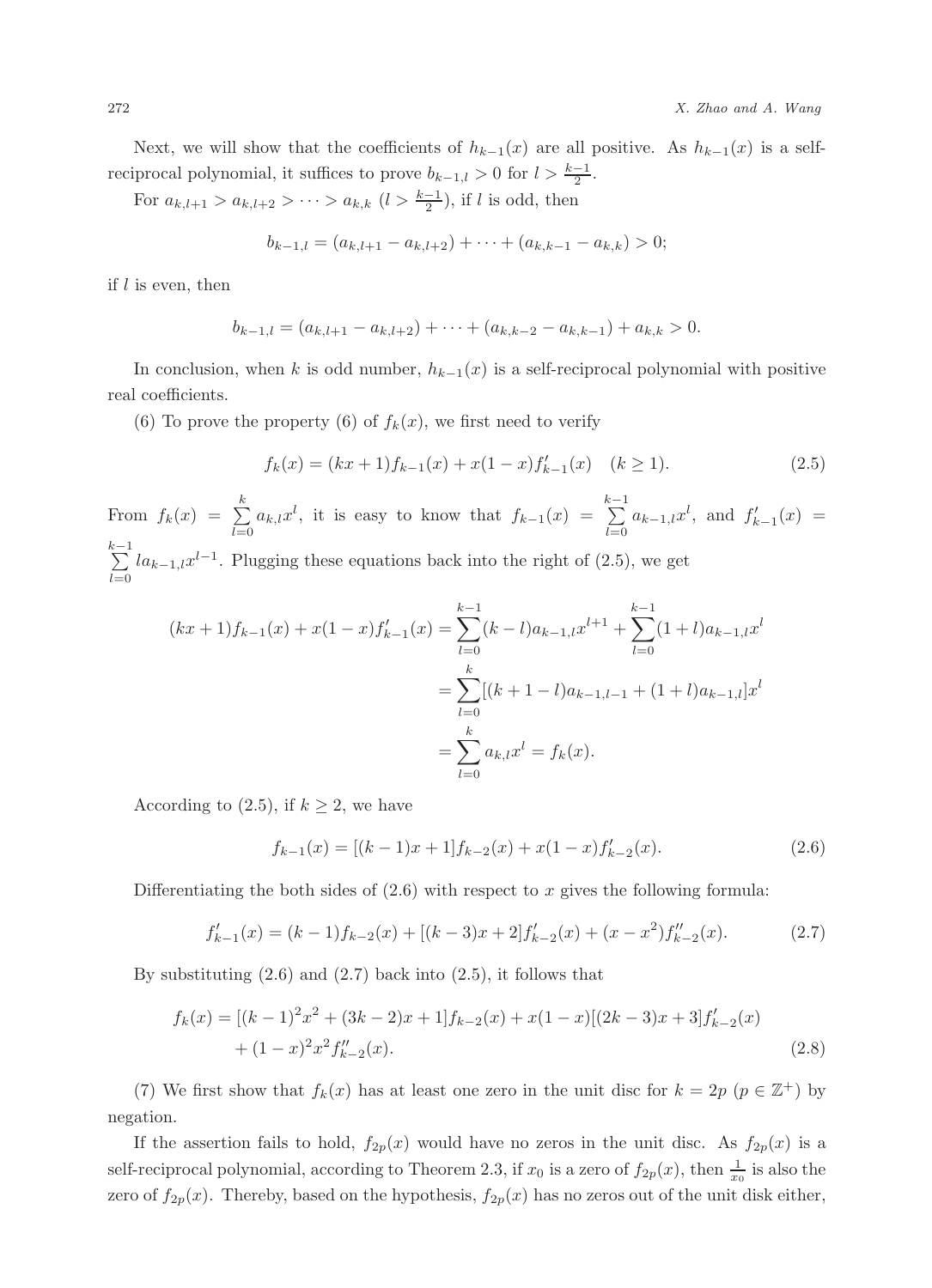Next, we will show that the coefficients of $h_{k-1}(x)$ are all positive. As $h_{k-1}(x)$ is a self-reciprocal polynomial, it suffices to prove $b_{k-1,l} > 0$ for $l > \frac{k-1}{2}$.

For $a_{k,l+1} > a_{k,l+2} > \cdots > a_{k,k}$ ($l > \frac{k-1}{2}$), if $l$ is odd, then

$$b_{k-1,l} = (a_{k,l+1} - a_{k,l+2}) + \cdots + (a_{k,k-1} - a_{k,k}) > 0;$$

if $l$ is even, then

$$b_{k-1,l} = (a_{k,l+1} - a_{k,l+2}) + \cdots + (a_{k,k-2} - a_{k,k-1}) + a_{k,k} > 0.$$

In conclusion, when $k$ is odd number, $h_{k-1}(x)$ is a self-reciprocal polynomial with positive real coefficients.

(6) To prove the property (6) of $f_k(x)$, we first need to verify

$$f_k(x) = (kx+1)f_{k-1}(x) + x(1-x)f'_{k-1}(x) \quad (k \geq 1). \tag{2.5}$$

From $f_k(x) = \sum_{l=0}^{k} a_{k,l}x^l$, it is easy to know that $f_{k-1}(x) = \sum_{l=0}^{k-1} a_{k-1,l}x^l$, and $f'_{k-1}(x) = \sum_{l=0}^{k-1} l a_{k-1,l}x^{l-1}$. Plugging these equations back into the right of (2.5), we get

$$\begin{aligned}
(kx+1)f_{k-1}(x) + x(1-x)f'_{k-1}(x) &= \sum_{l=0}^{k-1}(k-l)a_{k-1,l}x^{l+1} + \sum_{l=0}^{k-1}(1+l)a_{k-1,l}x^l \\
&= \sum_{l=0}^{k}[(k+1-l)a_{k-1,l-1} + (1+l)a_{k-1,l}]x^l \\
&= \sum_{l=0}^{k} a_{k,l}x^l = f_k(x).
\end{aligned}$$

According to (2.5), if $k \geq 2$, we have

$$f_{k-1}(x) = [(k-1)x+1]f_{k-2}(x) + x(1-x)f'_{k-2}(x). \tag{2.6}$$

Differentiating the both sides of (2.6) with respect to $x$ gives the following formula:

$$f'_{k-1}(x) = (k-1)f_{k-2}(x) + [(k-3)x+2]f'_{k-2}(x) + (x-x^2)f''_{k-2}(x). \tag{2.7}$$

By substituting (2.6) and (2.7) back into (2.5), it follows that

$$\begin{aligned}
f_k(x) &= [(k-1)^2x^2 + (3k-2)x + 1]f_{k-2}(x) + x(1-x)[(2k-3)x+3]f'_{k-2}(x) \\
&\quad + (1-x)^2x^2 f''_{k-2}(x).
\end{aligned} \tag{2.8}$$

(7) We first show that $f_k(x)$ has at least one zero in the unit disc for $k = 2p$ ($p \in \mathbb{Z}^+$) by negation.

If the assertion fails to hold, $f_{2p}(x)$ would have no zeros in the unit disc. As $f_{2p}(x)$ is a self-reciprocal polynomial, according to Theorem 2.3, if $x_0$ is a zero of $f_{2p}(x)$, then $\frac{1}{x_0}$ is also the zero of $f_{2p}(x)$. Thereby, based on the hypothesis, $f_{2p}(x)$ has no zeros out of the unit disk either,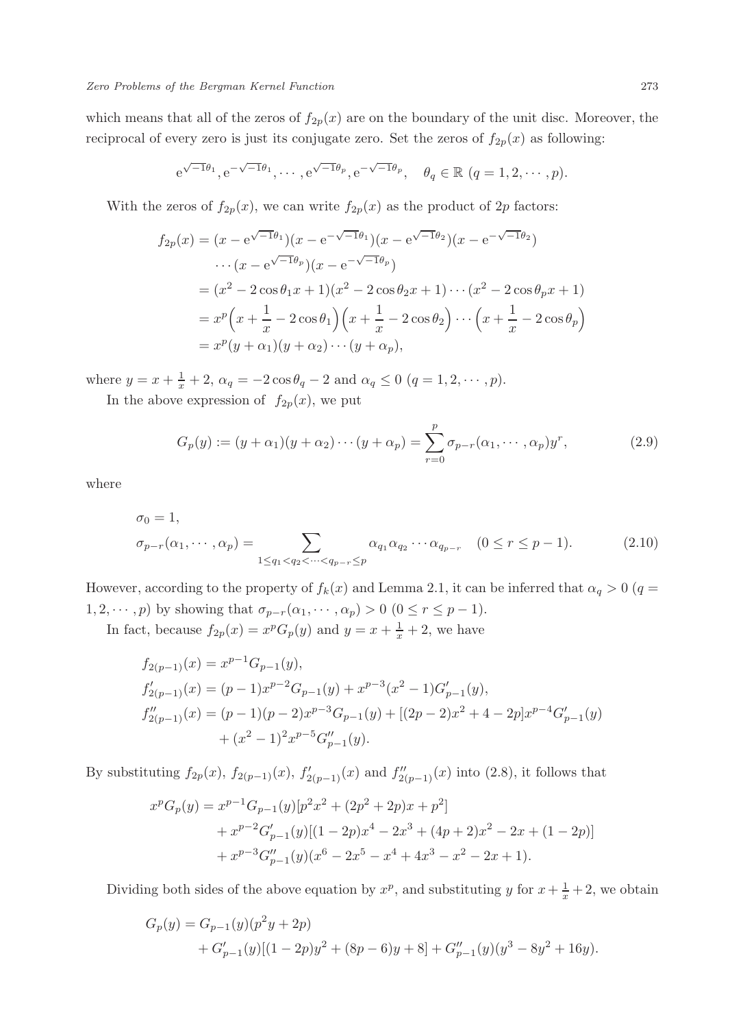which means that all of the zeros of $f_{2p}(x)$ are on the boundary of the unit disc. Moreover, the reciprocal of every zero is just its conjugate zero. Set the zeros of $f_{2p}(x)$ as following:

$$
\mathrm{e}^{\sqrt{-1}\theta_1}, \mathrm{e}^{-\sqrt{-1}\theta_1}, \cdots, \mathrm{e}^{\sqrt{-1}\theta_p}, \mathrm{e}^{-\sqrt{-1}\theta_p}, \quad \theta_q \in \mathbb{R}\ (q = 1, 2, \cdots, p).
$$

With the zeros of $f_{2p}(x)$, we can write $f_{2p}(x)$ as the product of $2p$ factors:

$$
\begin{aligned}
f_{2p}(x) &= (x - \mathrm{e}^{\sqrt{-1}\theta_1})(x - \mathrm{e}^{-\sqrt{-1}\theta_1})(x - \mathrm{e}^{\sqrt{-1}\theta_2})(x - \mathrm{e}^{-\sqrt{-1}\theta_2}) \\
&\quad \cdots (x - \mathrm{e}^{\sqrt{-1}\theta_p})(x - \mathrm{e}^{-\sqrt{-1}\theta_p}) \\
&= (x^2 - 2\cos\theta_1 x + 1)(x^2 - 2\cos\theta_2 x + 1) \cdots (x^2 - 2\cos\theta_p x + 1) \\
&= x^p \Big(x + \frac{1}{x} - 2\cos\theta_1\Big)\Big(x + \frac{1}{x} - 2\cos\theta_2\Big) \cdots \Big(x + \frac{1}{x} - 2\cos\theta_p\Big) \\
&= x^p (y + \alpha_1)(y + \alpha_2) \cdots (y + \alpha_p),
\end{aligned}
$$

where $y = x + \frac{1}{x} + 2$, $\alpha_q = -2\cos\theta_q - 2$ and $\alpha_q \le 0$ $(q = 1, 2, \cdots, p)$.

In the above expression of $f_{2p}(x)$, we put

$$
G_p(y) := (y + \alpha_1)(y + \alpha_2) \cdots (y + \alpha_p) = \sum_{r=0}^{p} \sigma_{p-r}(\alpha_1, \cdots, \alpha_p) y^r, \tag{2.9}
$$

where

$$
\begin{aligned}
&\sigma_0 = 1, \\
&\sigma_{p-r}(\alpha_1, \cdots, \alpha_p) = \sum_{1 \le q_1 < q_2 < \cdots < q_{p-r} \le p} \alpha_{q_1}\alpha_{q_2} \cdots \alpha_{q_{p-r}} \quad (0 \le r \le p-1).
\end{aligned} \tag{2.10}
$$

However, according to the property of $f_k(x)$ and Lemma 2.1, it can be inferred that $\alpha_q > 0$ $(q = 1, 2, \cdots, p)$ by showing that $\sigma_{p-r}(\alpha_1, \cdots, \alpha_p) > 0$ $(0 \le r \le p-1)$.

In fact, because $f_{2p}(x) = x^p G_p(y)$ and $y = x + \frac{1}{x} + 2$, we have

$$
\begin{aligned}
f_{2(p-1)}(x) &= x^{p-1} G_{p-1}(y), \\
f'_{2(p-1)}(x) &= (p-1)x^{p-2} G_{p-1}(y) + x^{p-3}(x^2 - 1) G'_{p-1}(y), \\
f''_{2(p-1)}(x) &= (p-1)(p-2)x^{p-3} G_{p-1}(y) + [(2p-2)x^2 + 4 - 2p] x^{p-4} G'_{p-1}(y) \\
&\quad + (x^2 - 1)^2 x^{p-5} G''_{p-1}(y).
\end{aligned}
$$

By substituting $f_{2p}(x)$, $f_{2(p-1)}(x)$, $f'_{2(p-1)}(x)$ and $f''_{2(p-1)}(x)$ into (2.8), it follows that

$$
\begin{aligned}
x^p G_p(y) &= x^{p-1} G_{p-1}(y)[p^2 x^2 + (2p^2 + 2p)x + p^2] \\
&\quad + x^{p-2} G'_{p-1}(y)[(1 - 2p)x^4 - 2x^3 + (4p + 2)x^2 - 2x + (1 - 2p)] \\
&\quad + x^{p-3} G''_{p-1}(y)(x^6 - 2x^5 - x^4 + 4x^3 - x^2 - 2x + 1).
\end{aligned}
$$

Dividing both sides of the above equation by $x^p$, and substituting $y$ for $x + \frac{1}{x} + 2$, we obtain

$$
\begin{aligned}
G_p(y) &= G_{p-1}(y)(p^2 y + 2p) \\
&\quad + G'_{p-1}(y)[(1 - 2p)y^2 + (8p - 6)y + 8] + G''_{p-1}(y)(y^3 - 8y^2 + 16y).
\end{aligned}
$$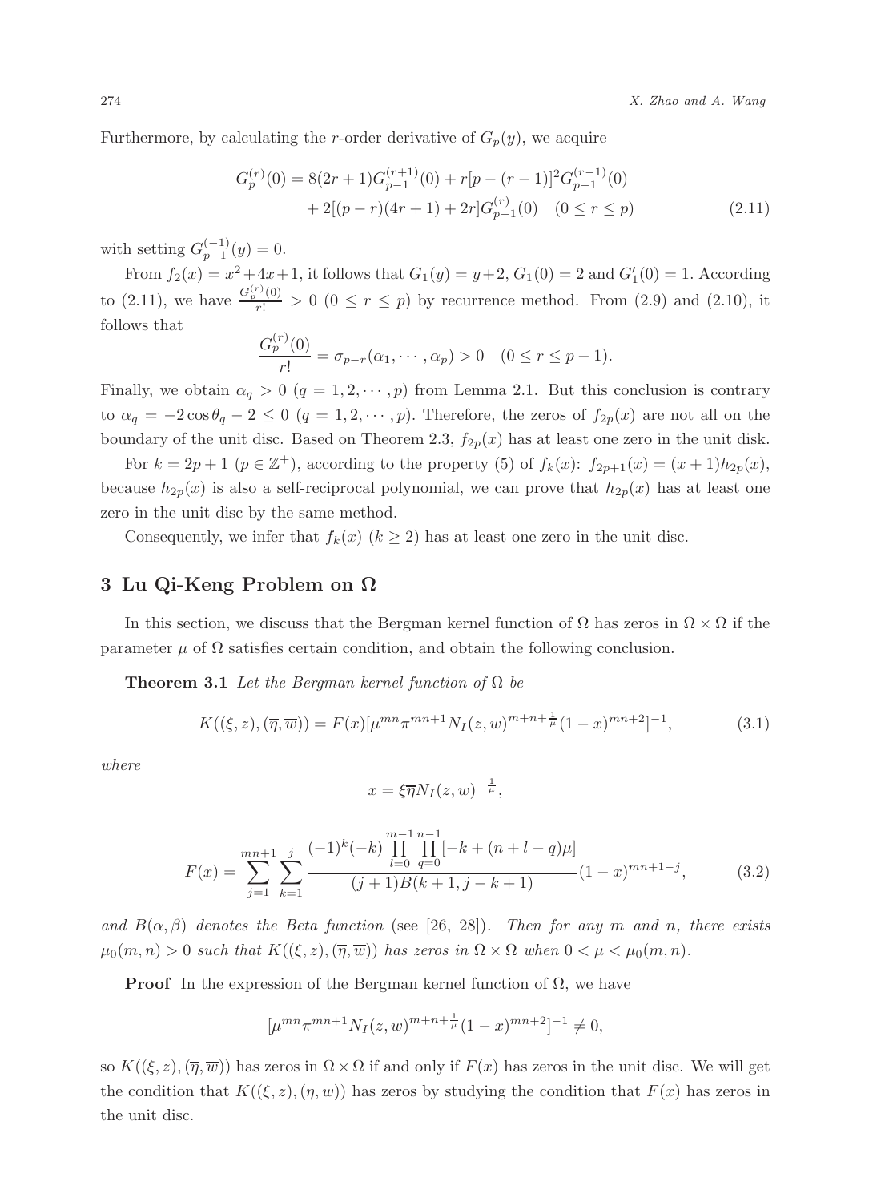Furthermore, by calculating the $r$-order derivative of $G_p(y)$, we acquire

$$
\begin{aligned}
G_p^{(r)}(0) &= 8(2r+1)G_{p-1}^{(r+1)}(0) + r[p-(r-1)]^2 G_{p-1}^{(r-1)}(0) \\
&\quad + 2[(p-r)(4r+1)+2r]G_{p-1}^{(r)}(0) \quad (0 \le r \le p)
\end{aligned} \tag{2.11}
$$

with setting $G_{p-1}^{(-1)}(y) = 0$.

From $f_2(x) = x^2 + 4x + 1$, it follows that $G_1(y) = y + 2$, $G_1(0) = 2$ and $G_1'(0) = 1$. According to (2.11), we have $\frac{G_p^{(r)}(0)}{r!} > 0$ $(0 \le r \le p)$ by recurrence method. From (2.9) and (2.10), it follows that

$$
\frac{G_p^{(r)}(0)}{r!} = \sigma_{p-r}(\alpha_1, \cdots, \alpha_p) > 0 \quad (0 \le r \le p-1).
$$

Finally, we obtain $\alpha_q > 0$ $(q = 1, 2, \cdots, p)$ from Lemma 2.1. But this conclusion is contrary to $\alpha_q = -2\cos\theta_q - 2 \le 0$ $(q = 1, 2, \cdots, p)$. Therefore, the zeros of $f_{2p}(x)$ are not all on the boundary of the unit disc. Based on Theorem 2.3, $f_{2p}(x)$ has at least one zero in the unit disk.

For $k = 2p+1$ $(p \in \mathbb{Z}^+)$, according to the property (5) of $f_k(x)$: $f_{2p+1}(x) = (x+1)h_{2p}(x)$, because $h_{2p}(x)$ is also a self-reciprocal polynomial, we can prove that $h_{2p}(x)$ has at least one zero in the unit disc by the same method.

Consequently, we infer that $f_k(x)$ $(k \ge 2)$ has at least one zero in the unit disc.

## 3 Lu Qi-Keng Problem on $\Omega$

In this section, we discuss that the Bergman kernel function of $\Omega$ has zeros in $\Omega \times \Omega$ if the parameter $\mu$ of $\Omega$ satisfies certain condition, and obtain the following conclusion.

**Theorem 3.1** *Let the Bergman kernel function of $\Omega$ be*

$$
K((\xi, z), (\overline{\eta}, \overline{w})) = F(x)[\mu^{mn}\pi^{mn+1}N_I(z,w)^{m+n+\frac{1}{\mu}}(1-x)^{mn+2}]^{-1}, \tag{3.1}
$$

*where*

$$
x = \xi\overline{\eta}N_I(z,w)^{-\frac{1}{\mu}},
$$

$$
F(x) = \sum_{j=1}^{mn+1}\sum_{k=1}^{j} \frac{(-1)^k(-k)\prod\limits_{l=0}^{m-1}\prod\limits_{q=0}^{n-1}[-k+(n+l-q)\mu]}{(j+1)B(k+1, j-k+1)}(1-x)^{mn+1-j}, \tag{3.2}
$$

*and $B(\alpha, \beta)$ denotes the Beta function* (see [26, 28]). *Then for any $m$ and $n$, there exists $\mu_0(m,n) > 0$ such that $K((\xi, z), (\overline{\eta}, \overline{w}))$ has zeros in $\Omega \times \Omega$ when $0 < \mu < \mu_0(m,n)$.*

**Proof** In the expression of the Bergman kernel function of $\Omega$, we have

$$
[\mu^{mn}\pi^{mn+1}N_I(z,w)^{m+n+\frac{1}{\mu}}(1-x)^{mn+2}]^{-1} \ne 0,
$$

so $K((\xi, z), (\overline{\eta}, \overline{w}))$ has zeros in $\Omega \times \Omega$ if and only if $F(x)$ has zeros in the unit disc. We will get the condition that $K((\xi, z), (\overline{\eta}, \overline{w}))$ has zeros by studying the condition that $F(x)$ has zeros in the unit disc.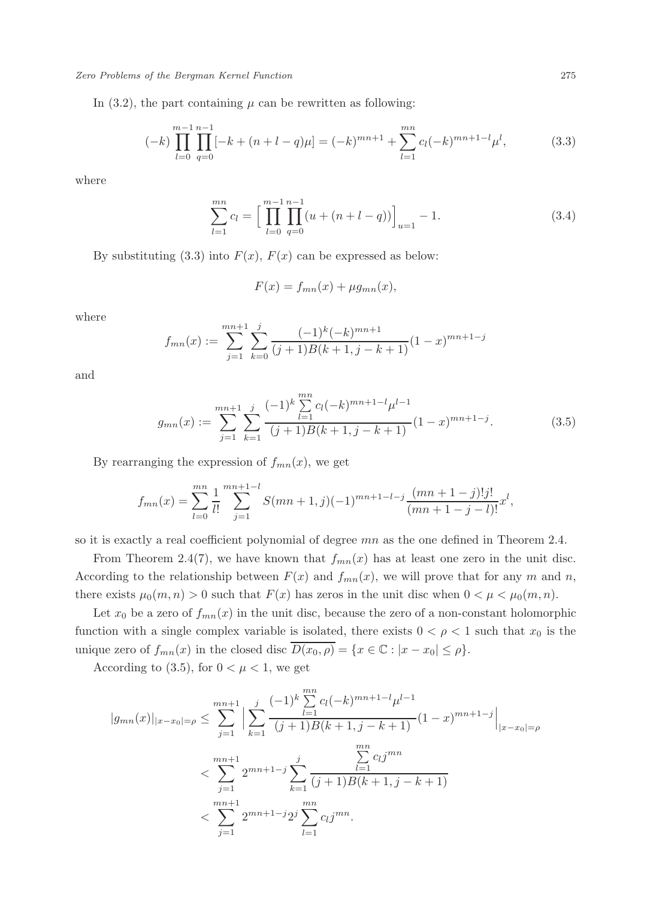In (3.2), the part containing $\mu$ can be rewritten as following:

$$(-k)\prod_{l=0}^{m-1}\prod_{q=0}^{n-1}[-k+(n+l-q)\mu] = (-k)^{mn+1} + \sum_{l=1}^{mn} c_l(-k)^{mn+1-l}\mu^l, \tag{3.3}$$

where

$$\sum_{l=1}^{mn} c_l = \Big[\prod_{l=0}^{m-1}\prod_{q=0}^{n-1}(u+(n+l-q))\Big]_{u=1} - 1. \tag{3.4}$$

By substituting (3.3) into $F(x)$, $F(x)$ can be expressed as below:

$$F(x) = f_{mn}(x) + \mu g_{mn}(x),$$

where

$$f_{mn}(x) := \sum_{j=1}^{mn+1}\sum_{k=0}^{j} \frac{(-1)^k(-k)^{mn+1}}{(j+1)B(k+1,j-k+1)}(1-x)^{mn+1-j}$$

and

$$g_{mn}(x) := \sum_{j=1}^{mn+1}\sum_{k=1}^{j} \frac{(-1)^k \sum\limits_{l=1}^{mn} c_l(-k)^{mn+1-l}\mu^{l-1}}{(j+1)B(k+1,j-k+1)}(1-x)^{mn+1-j}. \tag{3.5}$$

By rearranging the expression of $f_{mn}(x)$, we get

$$f_{mn}(x) = \sum_{l=0}^{mn}\frac{1}{l!}\sum_{j=1}^{mn+1-l} S(mn+1,j)(-1)^{mn+1-l-j}\frac{(mn+1-j)!j!}{(mn+1-j-l)!}x^l,$$

so it is exactly a real coefficient polynomial of degree $mn$ as the one defined in Theorem 2.4.

From Theorem 2.4(7), we have known that $f_{mn}(x)$ has at least one zero in the unit disc. According to the relationship between $F(x)$ and $f_{mn}(x)$, we will prove that for any $m$ and $n$, there exists $\mu_0(m,n) > 0$ such that $F(x)$ has zeros in the unit disc when $0 < \mu < \mu_0(m,n)$.

Let $x_0$ be a zero of $f_{mn}(x)$ in the unit disc, because the zero of a non-constant holomorphic function with a single complex variable is isolated, there exists $0 < \rho < 1$ such that $x_0$ is the unique zero of $f_{mn}(x)$ in the closed disc $\overline{D(x_0,\rho)} = \{x \in \mathbb{C} : |x - x_0| \le \rho\}$.

According to (3.5), for $0 < \mu < 1$, we get

$$\begin{aligned}
|g_{mn}(x)|_{|x-x_0|=\rho} &\le \sum_{j=1}^{mn+1}\Big|\sum_{k=1}^{j}\frac{(-1)^k\sum\limits_{l=1}^{mn}c_l(-k)^{mn+1-l}\mu^{l-1}}{(j+1)B(k+1,j-k+1)}(1-x)^{mn+1-j}\Big|_{|x-x_0|=\rho} \\
&< \sum_{j=1}^{mn+1} 2^{mn+1-j}\sum_{k=1}^{j}\frac{\sum\limits_{l=1}^{mn}c_l j^{mn}}{(j+1)B(k+1,j-k+1)} \\
&< \sum_{j=1}^{mn+1} 2^{mn+1-j}2^j\sum_{l=1}^{mn}c_l j^{mn}.
\end{aligned}$$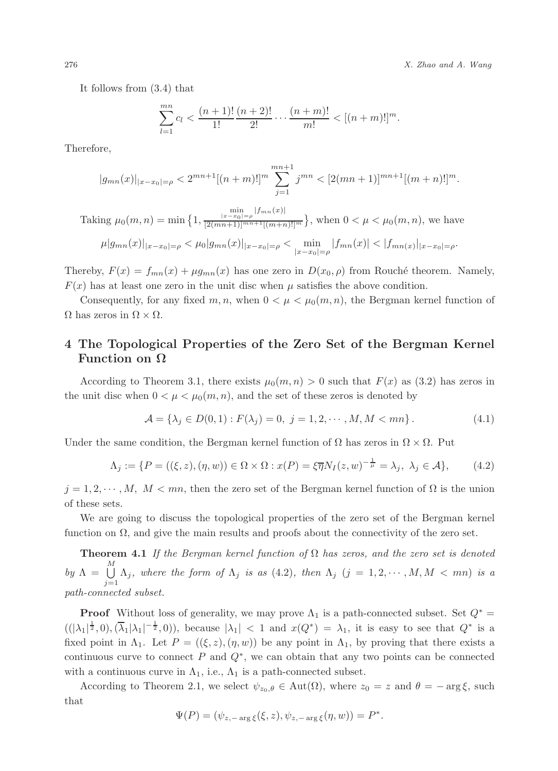It follows from (3.4) that

$$\sum_{l=1}^{mn} c_l < \frac{(n+1)!}{1!}\frac{(n+2)!}{2!}\cdots\frac{(n+m)!}{m!} < [(n+m)!]^m.$$

Therefore,

$$|g_{mn}(x)|_{|x-x_0|=\rho} < 2^{mn+1}[(n+m)!]^m \sum_{j=1}^{mn+1} j^{mn} < [2(mn+1)]^{mn+1}[(m+n)!]^m.$$

Taking $\mu_0(m,n) = \min\big\{1, \frac{\min\limits_{|x-x_0|=\rho}|f_{mn}(x)|}{[2(mn+1)]^{mn+1}[(m+n)!]^m}\big\}$, when $0<\mu<\mu_0(m,n)$, we have

$$\mu|g_{mn}(x)|_{|x-x_0|=\rho} < \mu_0|g_{mn}(x)|_{|x-x_0|=\rho} < \min_{|x-x_0|=\rho}|f_{mn}(x)| < |f_{mn(x)}|_{|x-x_0|=\rho}.$$

Thereby, $F(x) = f_{mn}(x) + \mu g_{mn}(x)$ has one zero in $D(x_0,\rho)$ from Rouché theorem. Namely, $F(x)$ has at least one zero in the unit disc when $\mu$ satisfies the above condition.

Consequently, for any fixed $m, n$, when $0<\mu<\mu_0(m,n)$, the Bergman kernel function of $\Omega$ has zeros in $\Omega\times\Omega$.

## 4 The Topological Properties of the Zero Set of the Bergman Kernel Function on $\Omega$

According to Theorem 3.1, there exists $\mu_0(m,n)>0$ such that $F(x)$ as (3.2) has zeros in the unit disc when $0<\mu<\mu_0(m,n)$, and the set of these zeros is denoted by

$$\mathcal{A} = \{\lambda_j \in D(0,1) : F(\lambda_j) = 0,\ j = 1,2,\cdots,M, M<mn\}. \tag{4.1}$$

Under the same condition, the Bergman kernel function of $\Omega$ has zeros in $\Omega\times\Omega$. Put

$$\Lambda_j := \{P = ((\xi,z),(\eta,w)) \in \Omega\times\Omega : x(P) = \xi\overline{\eta}N_I(z,w)^{-\frac{1}{\mu}} = \lambda_j,\ \lambda_j\in\mathcal{A}\}, \tag{4.2}$$

$j = 1,2,\cdots,M,\ M<mn$, then the zero set of the Bergman kernel function of $\Omega$ is the union of these sets.

We are going to discuss the topological properties of the zero set of the Bergman kernel function on $\Omega$, and give the main results and proofs about the connectivity of the zero set.

**Theorem 4.1** *If the Bergman kernel function of $\Omega$ has zeros, and the zero set is denoted by $\Lambda = \bigcup\limits_{j=1}^{M}\Lambda_j$, where the form of $\Lambda_j$ is as (4.2), then $\Lambda_j$ $(j=1,2,\cdots,M, M<mn)$ is a path-connected subset.*

**Proof** Without loss of generality, we may prove $\Lambda_1$ is a path-connected subset. Set $Q^* = ((|\lambda_1|^{\frac{1}{2}},0),(\overline{\lambda}_1|\lambda_1|^{-\frac{1}{2}},0))$, because $|\lambda_1|<1$ and $x(Q^*)=\lambda_1$, it is easy to see that $Q^*$ is a fixed point in $\Lambda_1$. Let $P=((\xi,z),(\eta,w))$ be any point in $\Lambda_1$, by proving that there exists a continuous curve to connect $P$ and $Q^*$, we can obtain that any two points can be connected with a continuous curve in $\Lambda_1$, i.e., $\Lambda_1$ is a path-connected subset.

According to Theorem 2.1, we select $\psi_{z_0,\theta}\in\mathrm{Aut}(\Omega)$, where $z_0=z$ and $\theta=-\arg\xi$, such that

$$\Psi(P) = (\psi_{z,-\arg\xi}(\xi,z), \psi_{z,-\arg\xi}(\eta,w)) = P^*.$$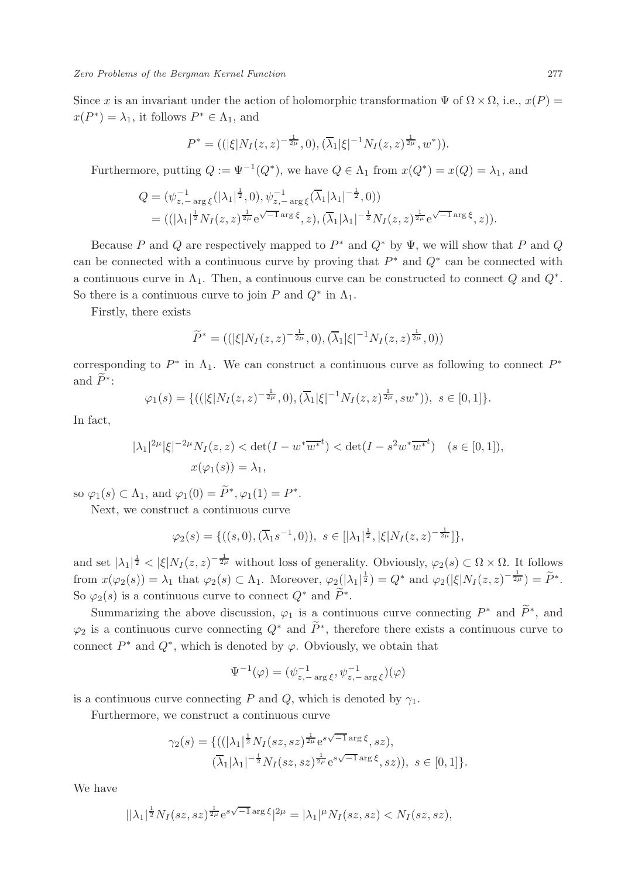Since $x$ is an invariant under the action of holomorphic transformation $\Psi$ of $\Omega\times\Omega$, i.e., $x(P) = x(P^*) = \lambda_1$, it follows $P^*\in\Lambda_1$, and

$$P^* = ((|\xi| N_I(z,z)^{-\frac{1}{2\mu}}, 0), (\overline{\lambda}_1|\xi|^{-1}N_I(z,z)^{\frac{1}{2\mu}}, w^*)).$$

Furthermore, putting $Q := \Psi^{-1}(Q^*)$, we have $Q\in\Lambda_1$ from $x(Q^*) = x(Q) = \lambda_1$, and

$$\begin{aligned}
Q &= (\psi^{-1}_{z,-\arg\xi}(|\lambda_1|^{\frac{1}{2}}, 0), \psi^{-1}_{z,-\arg\xi}(\overline{\lambda}_1|\lambda_1|^{-\frac{1}{2}}, 0))\\
&= ((|\lambda_1|^{\frac{1}{2}}N_I(z,z)^{\frac{1}{2\mu}}\mathrm{e}^{\sqrt{-1}\arg\xi}, z), (\overline{\lambda}_1|\lambda_1|^{-\frac{1}{2}}N_I(z,z)^{\frac{1}{2\mu}}\mathrm{e}^{\sqrt{-1}\arg\xi}, z)).
\end{aligned}$$

Because $P$ and $Q$ are respectively mapped to $P^*$ and $Q^*$ by $\Psi$, we will show that $P$ and $Q$ can be connected with a continuous curve by proving that $P^*$ and $Q^*$ can be connected with a continuous curve in $\Lambda_1$. Then, a continuous curve can be constructed to connect $Q$ and $Q^*$. So there is a continuous curve to join $P$ and $Q^*$ in $\Lambda_1$.

Firstly, there exists

$$\widetilde{P}^* = ((|\xi| N_I(z,z)^{-\frac{1}{2\mu}}, 0), (\overline{\lambda}_1|\xi|^{-1}N_I(z,z)^{\frac{1}{2\mu}}, 0))$$

corresponding to $P^*$ in $\Lambda_1$. We can construct a continuous curve as following to connect $P^*$ and $\widetilde{P}^*$:

$$\varphi_1(s) = \{((|\xi| N_I(z,z)^{-\frac{1}{2\mu}}, 0), (\overline{\lambda}_1|\xi|^{-1}N_I(z,z)^{\frac{1}{2\mu}}, sw^*)),\ s\in[0,1]\}.$$

In fact,

$$\begin{aligned}
&|\lambda_1|^{2\mu}|\xi|^{-2\mu}N_I(z,z) < \det(I - w^*\overline{w^*}^t) < \det(I - s^2w^*\overline{w^*}^t) \quad (s\in[0,1]),\\
&x(\varphi_1(s)) = \lambda_1,
\end{aligned}$$

so $\varphi_1(s)\subset\Lambda_1$, and $\varphi_1(0) = \widetilde{P}^*, \varphi_1(1) = P^*$.

Next, we construct a continuous curve

$$\varphi_2(s) = \{((s,0), (\overline{\lambda}_1 s^{-1}, 0)),\ s\in[|\lambda_1|^{\frac{1}{2}}, |\xi|N_I(z,z)^{-\frac{1}{2\mu}}]\},$$

and set $|\lambda_1|^{\frac{1}{2}} < |\xi|N_I(z,z)^{-\frac{1}{2\mu}}$ without loss of generality. Obviously, $\varphi_2(s)\subset\Omega\times\Omega$. It follows from $x(\varphi_2(s)) = \lambda_1$ that $\varphi_2(s)\subset\Lambda_1$. Moreover, $\varphi_2(|\lambda_1|^{\frac{1}{2}}) = Q^*$ and $\varphi_2(|\xi|N_I(z,z)^{-\frac{1}{2\mu}}) = \widetilde{P}^*$. So $\varphi_2(s)$ is a continuous curve to connect $Q^*$ and $\widetilde{P}^*$.

Summarizing the above discussion, $\varphi_1$ is a continuous curve connecting $P^*$ and $\widetilde{P}^*$, and $\varphi_2$ is a continuous curve connecting $Q^*$ and $\widetilde{P}^*$, therefore there exists a continuous curve to connect $P^*$ and $Q^*$, which is denoted by $\varphi$. Obviously, we obtain that

$$\Psi^{-1}(\varphi) = (\psi^{-1}_{z,-\arg\xi}, \psi^{-1}_{z,-\arg\xi})(\varphi)$$

is a continuous curve connecting $P$ and $Q$, which is denoted by $\gamma_1$.

Furthermore, we construct a continuous curve

$$\begin{aligned}
\gamma_2(s) = \{&((|\lambda_1|^{\frac{1}{2}}N_I(sz,sz)^{\frac{1}{2\mu}}\mathrm{e}^{s\sqrt{-1}\arg\xi}, sz),\\
&(\overline{\lambda}_1|\lambda_1|^{-\frac{1}{2}}N_I(sz,sz)^{\frac{1}{2\mu}}\mathrm{e}^{s\sqrt{-1}\arg\xi}, sz)),\ s\in[0,1]\}.
\end{aligned}$$

We have

$$||\lambda_1|^{\frac{1}{2}}N_I(sz,sz)^{\frac{1}{2\mu}}\mathrm{e}^{s\sqrt{-1}\arg\xi}|^{2\mu} = |\lambda_1|^{\mu}N_I(sz,sz) < N_I(sz,sz),$$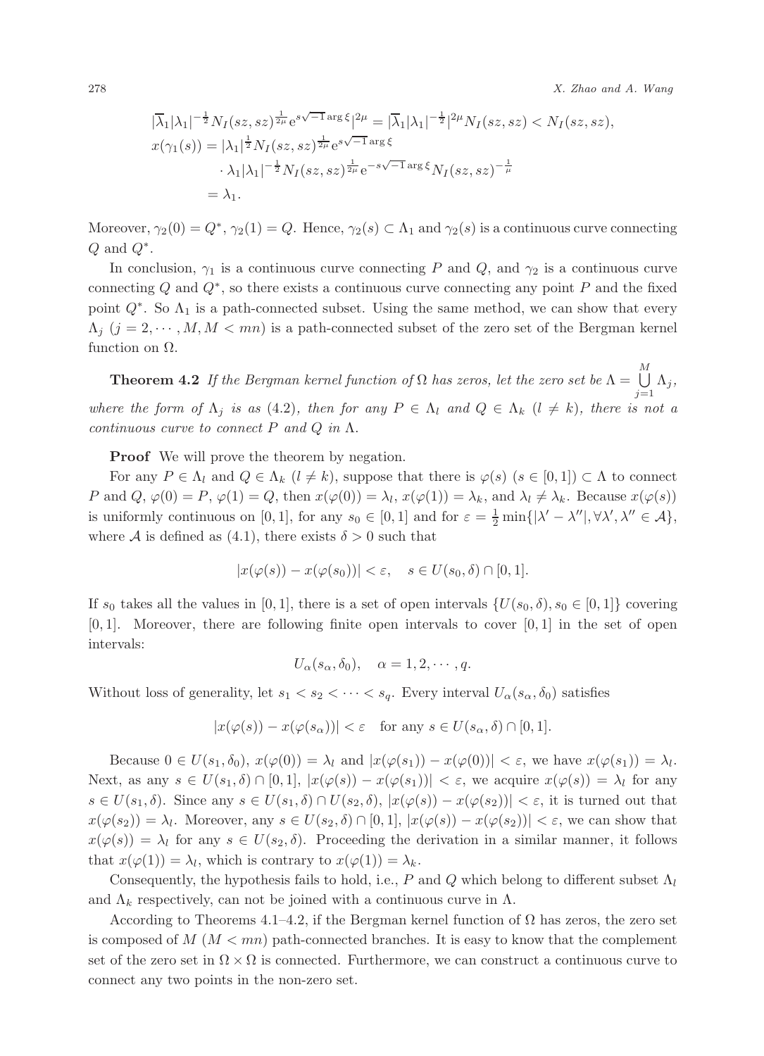$$|\overline{\lambda}_1|\lambda_1|^{-\frac{1}{2}}N_I(sz,sz)^{\frac{1}{2\mu}}\mathrm{e}^{s\sqrt{-1}\arg\xi}|^{2\mu} = |\overline{\lambda}_1|\lambda_1|^{-\frac{1}{2}}|^{2\mu}N_I(sz,sz) < N_I(sz,sz),$$

$$\begin{aligned} x(\gamma_1(s)) &= |\lambda_1|^{\frac{1}{2}}N_I(sz,sz)^{\frac{1}{2\mu}}\mathrm{e}^{s\sqrt{-1}\arg\xi} \\ &\quad \cdot \lambda_1|\lambda_1|^{-\frac{1}{2}}N_I(sz,sz)^{\frac{1}{2\mu}}\mathrm{e}^{-s\sqrt{-1}\arg\xi}N_I(sz,sz)^{-\frac{1}{\mu}} \\ &= \lambda_1. \end{aligned}$$

Moreover, $\gamma_2(0) = Q^*$, $\gamma_2(1) = Q$. Hence, $\gamma_2(s) \subset \Lambda_1$ and $\gamma_2(s)$ is a continuous curve connecting $Q$ and $Q^*$.

In conclusion, $\gamma_1$ is a continuous curve connecting $P$ and $Q$, and $\gamma_2$ is a continuous curve connecting $Q$ and $Q^*$, so there exists a continuous curve connecting any point $P$ and the fixed point $Q^*$. So $\Lambda_1$ is a path-connected subset. Using the same method, we can show that every $\Lambda_j$ $(j = 2, \cdots, M, M < mn)$ is a path-connected subset of the zero set of the Bergman kernel function on $\Omega$.

**Theorem 4.2** *If the Bergman kernel function of $\Omega$ has zeros, let the zero set be $\Lambda = \bigcup\limits_{j=1}^{M}\Lambda_j$, where the form of $\Lambda_j$ is as (4.2), then for any $P \in \Lambda_l$ and $Q \in \Lambda_k$ $(l \neq k)$, there is not a continuous curve to connect $P$ and $Q$ in $\Lambda$.*

**Proof** We will prove the theorem by negation.

For any $P \in \Lambda_l$ and $Q \in \Lambda_k$ $(l \neq k)$, suppose that there is $\varphi(s)$ $(s \in [0,1]) \subset \Lambda$ to connect $P$ and $Q$, $\varphi(0) = P$, $\varphi(1) = Q$, then $x(\varphi(0)) = \lambda_l$, $x(\varphi(1)) = \lambda_k$, and $\lambda_l \neq \lambda_k$. Because $x(\varphi(s))$ is uniformly continuous on $[0,1]$, for any $s_0 \in [0,1]$ and for $\varepsilon = \frac{1}{2}\min\{|\lambda' - \lambda''|, \forall \lambda', \lambda'' \in \mathcal{A}\}$, where $\mathcal{A}$ is defined as (4.1), there exists $\delta > 0$ such that

$$|x(\varphi(s)) - x(\varphi(s_0))| < \varepsilon, \quad s \in U(s_0, \delta) \cap [0,1].$$

If $s_0$ takes all the values in $[0,1]$, there is a set of open intervals $\{U(s_0,\delta), s_0 \in [0,1]\}$ covering $[0,1]$. Moreover, there are following finite open intervals to cover $[0,1]$ in the set of open intervals:

$$U_\alpha(s_\alpha, \delta_0), \quad \alpha = 1, 2, \cdots, q.$$

Without loss of generality, let $s_1 < s_2 < \cdots < s_q$. Every interval $U_\alpha(s_\alpha, \delta_0)$ satisfies

$$|x(\varphi(s)) - x(\varphi(s_\alpha))| < \varepsilon \quad \text{for any } s \in U(s_\alpha, \delta) \cap [0,1].$$

Because $0 \in U(s_1, \delta_0)$, $x(\varphi(0)) = \lambda_l$ and $|x(\varphi(s_1)) - x(\varphi(0))| < \varepsilon$, we have $x(\varphi(s_1)) = \lambda_l$. Next, as any $s \in U(s_1,\delta) \cap [0,1]$, $|x(\varphi(s)) - x(\varphi(s_1))| < \varepsilon$, we acquire $x(\varphi(s)) = \lambda_l$ for any $s \in U(s_1, \delta)$. Since any $s \in U(s_1,\delta) \cap U(s_2,\delta)$, $|x(\varphi(s)) - x(\varphi(s_2))| < \varepsilon$, it is turned out that $x(\varphi(s_2)) = \lambda_l$. Moreover, any $s \in U(s_2,\delta) \cap [0,1]$, $|x(\varphi(s)) - x(\varphi(s_2))| < \varepsilon$, we can show that $x(\varphi(s)) = \lambda_l$ for any $s \in U(s_2,\delta)$. Proceeding the derivation in a similar manner, it follows that $x(\varphi(1)) = \lambda_l$, which is contrary to $x(\varphi(1)) = \lambda_k$.

Consequently, the hypothesis fails to hold, i.e., $P$ and $Q$ which belong to different subset $\Lambda_l$ and $\Lambda_k$ respectively, can not be joined with a continuous curve in $\Lambda$.

According to Theorems 4.1–4.2, if the Bergman kernel function of $\Omega$ has zeros, the zero set is composed of $M$ $(M < mn)$ path-connected branches. It is easy to know that the complement set of the zero set in $\Omega \times \Omega$ is connected. Furthermore, we can construct a continuous curve to connect any two points in the non-zero set.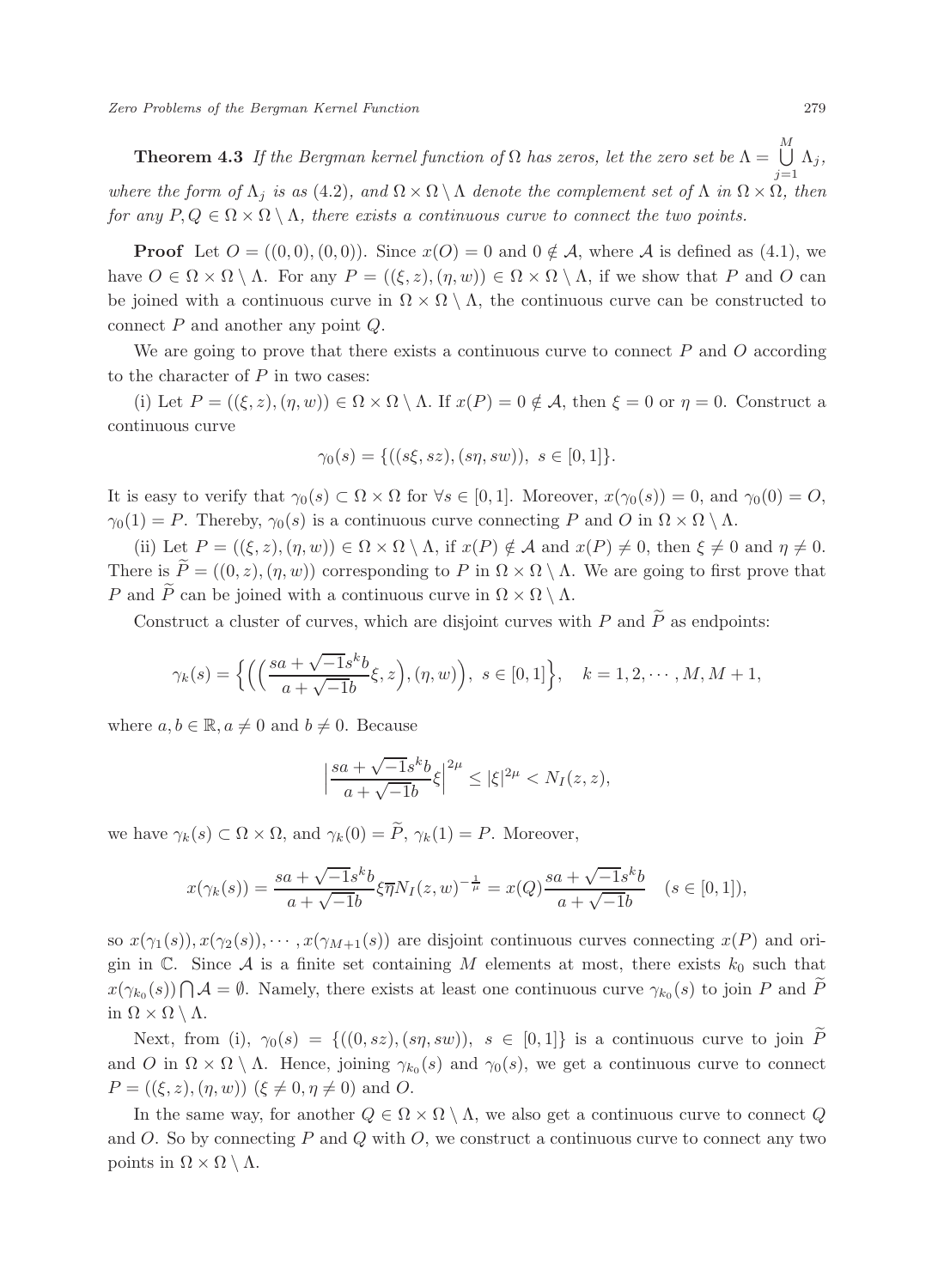**Theorem 4.3** *If the Bergman kernel function of $\Omega$ has zeros, let the zero set be $\Lambda = \bigcup_{j=1}^{M} \Lambda_j$, where the form of $\Lambda_j$ is as (4.2), and $\Omega \times \Omega \setminus \Lambda$ denote the complement set of $\Lambda$ in $\Omega \times \Omega$, then for any $P, Q \in \Omega \times \Omega \setminus \Lambda$, there exists a continuous curve to connect the two points.*

**Proof** Let $O = ((0,0),(0,0))$. Since $x(O) = 0$ and $0 \notin \mathcal{A}$, where $\mathcal{A}$ is defined as (4.1), we have $O \in \Omega \times \Omega \setminus \Lambda$. For any $P = ((\xi, z), (\eta, w)) \in \Omega \times \Omega \setminus \Lambda$, if we show that $P$ and $O$ can be joined with a continuous curve in $\Omega \times \Omega \setminus \Lambda$, the continuous curve can be constructed to connect $P$ and another any point $Q$.

We are going to prove that there exists a continuous curve to connect $P$ and $O$ according to the character of $P$ in two cases:

(i) Let $P = ((\xi, z), (\eta, w)) \in \Omega \times \Omega \setminus \Lambda$. If $x(P) = 0 \notin \mathcal{A}$, then $\xi = 0$ or $\eta = 0$. Construct a continuous curve

$$\gamma_0(s) = \{((s\xi, sz), (s\eta, sw)),\ s \in [0,1]\}.$$

It is easy to verify that $\gamma_0(s) \subset \Omega \times \Omega$ for $\forall s \in [0,1]$. Moreover, $x(\gamma_0(s)) = 0$, and $\gamma_0(0) = O$, $\gamma_0(1) = P$. Thereby, $\gamma_0(s)$ is a continuous curve connecting $P$ and $O$ in $\Omega \times \Omega \setminus \Lambda$.

(ii) Let $P = ((\xi, z), (\eta, w)) \in \Omega \times \Omega \setminus \Lambda$, if $x(P) \notin \mathcal{A}$ and $x(P) \neq 0$, then $\xi \neq 0$ and $\eta \neq 0$. There is $\widetilde{P} = ((0, z), (\eta, w))$ corresponding to $P$ in $\Omega \times \Omega \setminus \Lambda$. We are going to first prove that $P$ and $\widetilde{P}$ can be joined with a continuous curve in $\Omega \times \Omega \setminus \Lambda$.

Construct a cluster of curves, which are disjoint curves with $P$ and $\widetilde{P}$ as endpoints:

$$\gamma_k(s) = \Big\{\Big(\Big(\frac{sa + \sqrt{-1}s^k b}{a + \sqrt{-1}b}\xi, z\Big), (\eta, w)\Big),\ s \in [0,1]\Big\}, \quad k = 1, 2, \cdots, M, M+1,$$

where $a, b \in \mathbb{R}$, $a \neq 0$ and $b \neq 0$. Because

$$\Big|\frac{sa + \sqrt{-1}s^k b}{a + \sqrt{-1}b}\xi\Big|^{2\mu} \leq |\xi|^{2\mu} < N_I(z, z),$$

we have $\gamma_k(s) \subset \Omega \times \Omega$, and $\gamma_k(0) = \widetilde{P}$, $\gamma_k(1) = P$. Moreover,

$$x(\gamma_k(s)) = \frac{sa + \sqrt{-1}s^k b}{a + \sqrt{-1}b}\xi\overline{\eta}N_I(z, w)^{-\frac{1}{\mu}} = x(Q)\frac{sa + \sqrt{-1}s^k b}{a + \sqrt{-1}b} \quad (s \in [0,1]),$$

so $x(\gamma_1(s)), x(\gamma_2(s)), \cdots, x(\gamma_{M+1}(s))$ are disjoint continuous curves connecting $x(P)$ and origin in $\mathbb{C}$. Since $\mathcal{A}$ is a finite set containing $M$ elements at most, there exists $k_0$ such that $x(\gamma_{k_0}(s)) \bigcap \mathcal{A} = \emptyset$. Namely, there exists at least one continuous curve $\gamma_{k_0}(s)$ to join $P$ and $\widetilde{P}$ in $\Omega \times \Omega \setminus \Lambda$.

Next, from (i), $\gamma_0(s) = \{((0, sz), (s\eta, sw)),\ s \in [0,1]\}$ is a continuous curve to join $\widetilde{P}$ and $O$ in $\Omega \times \Omega \setminus \Lambda$. Hence, joining $\gamma_{k_0}(s)$ and $\gamma_0(s)$, we get a continuous curve to connect $P = ((\xi, z), (\eta, w))$ $(\xi \neq 0, \eta \neq 0)$ and $O$.

In the same way, for another $Q \in \Omega \times \Omega \setminus \Lambda$, we also get a continuous curve to connect $Q$ and $O$. So by connecting $P$ and $Q$ with $O$, we construct a continuous curve to connect any two points in $\Omega \times \Omega \setminus \Lambda$.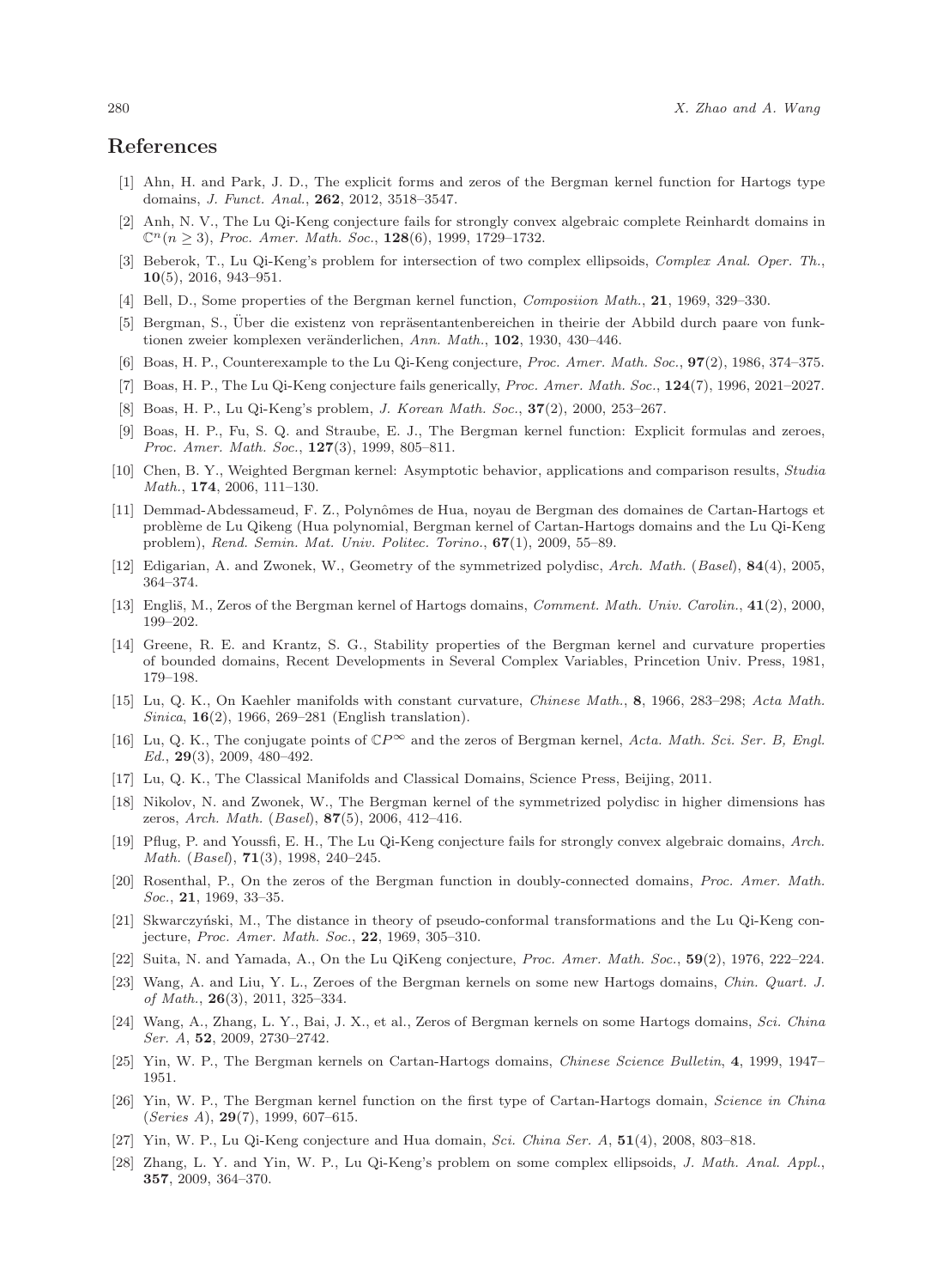## References

[1] Ahn, H. and Park, J. D., The explicit forms and zeros of the Bergman kernel function for Hartogs type domains, *J. Funct. Anal.*, **262**, 2012, 3518–3547.

[2] Anh, N. V., The Lu Qi-Keng conjecture fails for strongly convex algebraic complete Reinhardt domains in $\mathbb{C}^n (n \geq 3)$, *Proc. Amer. Math. Soc.*, **128**(6), 1999, 1729–1732.

[3] Beberok, T., Lu Qi-Keng's problem for intersection of two complex ellipsoids, *Complex Anal. Oper. Th.*, **10**(5), 2016, 943–951.

[4] Bell, D., Some properties of the Bergman kernel function, *Composiion Math.*, **21**, 1969, 329–330.

[5] Bergman, S., Über die existenz von repräsentantenbereichen in theirie der Abbild durch paare von funktionen zweier komplexen veränderlichen, *Ann. Math.*, **102**, 1930, 430–446.

[6] Boas, H. P., Counterexample to the Lu Qi-Keng conjecture, *Proc. Amer. Math. Soc.*, **97**(2), 1986, 374–375.

[7] Boas, H. P., The Lu Qi-Keng conjecture fails generically, *Proc. Amer. Math. Soc.*, **124**(7), 1996, 2021–2027.

[8] Boas, H. P., Lu Qi-Keng's problem, *J. Korean Math. Soc.*, **37**(2), 2000, 253–267.

[9] Boas, H. P., Fu, S. Q. and Straube, E. J., The Bergman kernel function: Explicit formulas and zeroes, *Proc. Amer. Math. Soc.*, **127**(3), 1999, 805–811.

[10] Chen, B. Y., Weighted Bergman kernel: Asymptotic behavior, applications and comparison results, *Studia Math.*, **174**, 2006, 111–130.

[11] Demmad-Abdessameud, F. Z., Polynômes de Hua, noyau de Bergman des domaines de Cartan-Hartogs et problème de Lu Qikeng (Hua polynomial, Bergman kernel of Cartan-Hartogs domains and the Lu Qi-Keng problem), *Rend. Semin. Mat. Univ. Politec. Torino.*, **67**(1), 2009, 55–89.

[12] Edigarian, A. and Zwonek, W., Geometry of the symmetrized polydisc, *Arch. Math.* (*Basel*), **84**(4), 2005, 364–374.

[13] Engliš, M., Zeros of the Bergman kernel of Hartogs domains, *Comment. Math. Univ. Carolin.*, **41**(2), 2000, 199–202.

[14] Greene, R. E. and Krantz, S. G., Stability properties of the Bergman kernel and curvature properties of bounded domains, Recent Developments in Several Complex Variables, Princetion Univ. Press, 1981, 179–198.

[15] Lu, Q. K., On Kaehler manifolds with constant curvature, *Chinese Math.*, **8**, 1966, 283–298; *Acta Math. Sinica*, **16**(2), 1966, 269–281 (English translation).

[16] Lu, Q. K., The conjugate points of $\mathbb{C}P^\infty$ and the zeros of Bergman kernel, *Acta. Math. Sci. Ser. B, Engl. Ed.*, **29**(3), 2009, 480–492.

[17] Lu, Q. K., The Classical Manifolds and Classical Domains, Science Press, Beijing, 2011.

[18] Nikolov, N. and Zwonek, W., The Bergman kernel of the symmetrized polydisc in higher dimensions has zeros, *Arch. Math.* (*Basel*), **87**(5), 2006, 412–416.

[19] Pflug, P. and Youssfi, E. H., The Lu Qi-Keng conjecture fails for strongly convex algebraic domains, *Arch. Math.* (*Basel*), **71**(3), 1998, 240–245.

[20] Rosenthal, P., On the zeros of the Bergman function in doubly-connected domains, *Proc. Amer. Math. Soc.*, **21**, 1969, 33–35.

[21] Skwarczyński, M., The distance in theory of pseudo-conformal transformations and the Lu Qi-Keng conjecture, *Proc. Amer. Math. Soc.*, **22**, 1969, 305–310.

[22] Suita, N. and Yamada, A., On the Lu QiKeng conjecture, *Proc. Amer. Math. Soc.*, **59**(2), 1976, 222–224.

[23] Wang, A. and Liu, Y. L., Zeroes of the Bergman kernels on some new Hartogs domains, *Chin. Quart. J. of Math.*, **26**(3), 2011, 325–334.

[24] Wang, A., Zhang, L. Y., Bai, J. X., et al., Zeros of Bergman kernels on some Hartogs domains, *Sci. China Ser. A*, **52**, 2009, 2730–2742.

[25] Yin, W. P., The Bergman kernels on Cartan-Hartogs domains, *Chinese Science Bulletin*, **4**, 1999, 1947–1951.

[26] Yin, W. P., The Bergman kernel function on the first type of Cartan-Hartogs domain, *Science in China* (*Series A*), **29**(7), 1999, 607–615.

[27] Yin, W. P., Lu Qi-Keng conjecture and Hua domain, *Sci. China Ser. A*, **51**(4), 2008, 803–818.

[28] Zhang, L. Y. and Yin, W. P., Lu Qi-Keng's problem on some complex ellipsoids, *J. Math. Anal. Appl.*, **357**, 2009, 364–370.